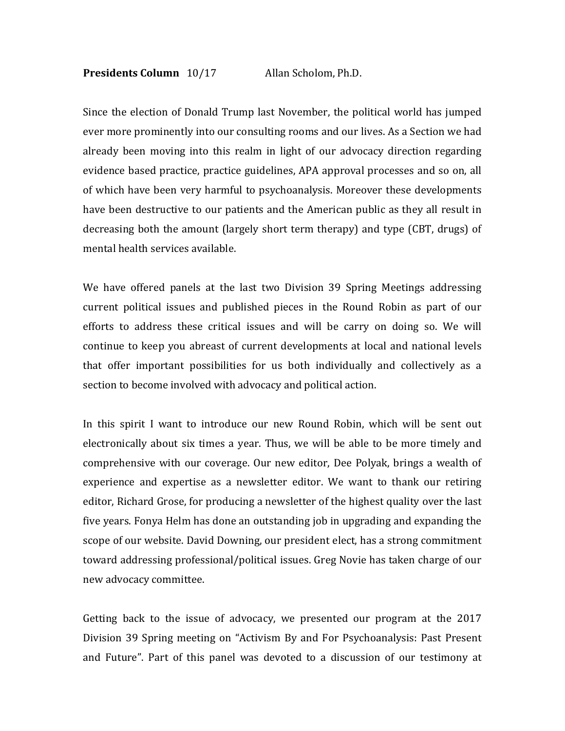**Presidents Column** 10/17 Allan Scholom, Ph.D.

Since the election of Donald Trump last November, the political world has jumped ever more prominently into our consulting rooms and our lives. As a Section we had already been moving into this realm in light of our advocacy direction regarding evidence based practice, practice guidelines, APA approval processes and so on, all of which have been very harmful to psychoanalysis. Moreover these developments have been destructive to our patients and the American public as they all result in decreasing both the amount (largely short term therapy) and type (CBT, drugs) of mental health services available.

We have offered panels at the last two Division 39 Spring Meetings addressing current political issues and published pieces in the Round Robin as part of our efforts to address these critical issues and will be carry on doing so. We will continue to keep you abreast of current developments at local and national levels that offer important possibilities for us both individually and collectively as a section to become involved with advocacy and political action.

In this spirit I want to introduce our new Round Robin, which will be sent out electronically about six times a year. Thus, we will be able to be more timely and comprehensive with our coverage. Our new editor, Dee Polyak, brings a wealth of experience and expertise as a newsletter editor. We want to thank our retiring editor, Richard Grose, for producing a newsletter of the highest quality over the last five years. Fonya Helm has done an outstanding job in upgrading and expanding the scope of our website. David Downing, our president elect, has a strong commitment toward addressing professional/political issues. Greg Novie has taken charge of our new advocacy committee.

Getting back to the issue of advocacy, we presented our program at the 2017 Division 39 Spring meeting on "Activism By and For Psychoanalysis: Past Present and Future". Part of this panel was devoted to a discussion of our testimony at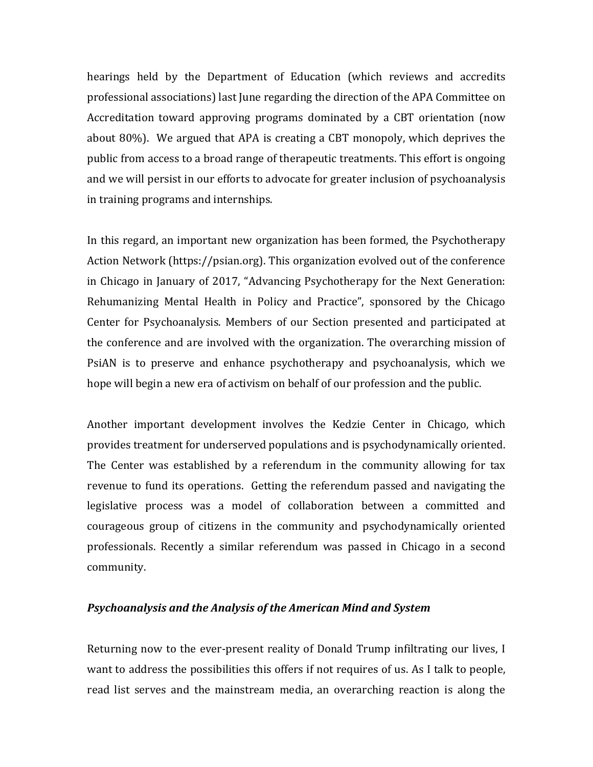hearings held by the Department of Education (which reviews and accredits professional associations) last June regarding the direction of the APA Committee on Accreditation toward approving programs dominated by a CBT orientation (now about 80%). We argued that APA is creating a CBT monopoly, which deprives the public from access to a broad range of therapeutic treatments. This effort is ongoing and we will persist in our efforts to advocate for greater inclusion of psychoanalysis in training programs and internships.

In this regard, an important new organization has been formed, the Psychotherapy Action Network (https://psian.org). This organization evolved out of the conference in Chicago in January of 2017, "Advancing Psychotherapy for the Next Generation: Rehumanizing Mental Health in Policy and Practice", sponsored by the Chicago Center for Psychoanalysis. Members of our Section presented and participated at the conference and are involved with the organization. The overarching mission of PsiAN is to preserve and enhance psychotherapy and psychoanalysis, which we hope will begin a new era of activism on behalf of our profession and the public.

Another important development involves the Kedzie Center in Chicago, which provides treatment for underserved populations and is psychodynamically oriented. The Center was established by a referendum in the community allowing for tax revenue to fund its operations. Getting the referendum passed and navigating the legislative process was a model of collaboration between a committed and courageous group of citizens in the community and psychodynamically oriented professionals. Recently a similar referendum was passed in Chicago in a second community.

### *Psychoanalysis and the Analysis of the American Mind and System*

Returning now to the ever-present reality of Donald Trump infiltrating our lives, I want to address the possibilities this offers if not requires of us. As I talk to people, read list serves and the mainstream media, an overarching reaction is along the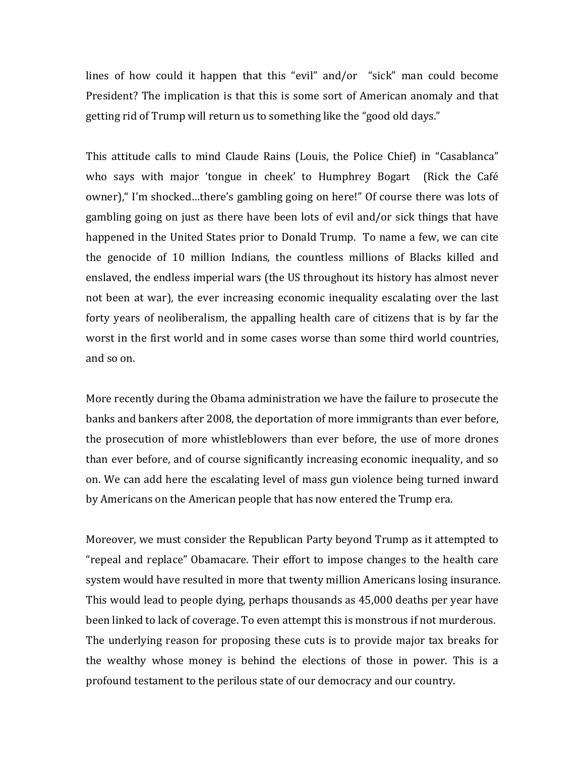lines of how could it happen that this "evil" and/or "sick" man could become President? The implication is that this is some sort of American anomaly and that getting rid of Trump will return us to something like the "good old days."

This attitude calls to mind Claude Rains (Louis, the Police Chief) in "Casablanca" who says with major 'tongue in cheek' to Humphrey Bogart (Rick the Café owner)," I'm shocked…there's gambling going on here!" Of course there was lots of gambling going on just as there have been lots of evil and/or sick things that have happened in the United States prior to Donald Trump. To name a few, we can cite the genocide of 10 million Indians, the countless millions of Blacks killed and enslaved, the endless imperial wars (the US throughout its history has almost never not been at war), the ever increasing economic inequality escalating over the last forty years of neoliberalism, the appalling health care of citizens that is by far the worst in the first world and in some cases worse than some third world countries, and so on.

More recently during the Obama administration we have the failure to prosecute the banks and bankers after 2008, the deportation of more immigrants than ever before, the prosecution of more whistleblowers than ever before, the use of more drones than ever before, and of course significantly increasing economic inequality, and so on. We can add here the escalating level of mass gun violence being turned inward by Americans on the American people that has now entered the Trump era.

Moreover, we must consider the Republican Party beyond Trump as it attempted to "repeal and replace" Obamacare. Their effort to impose changes to the health care system would have resulted in more that twenty million Americans losing insurance. This would lead to people dying, perhaps thousands as 45,000 deaths per year have been linked to lack of coverage. To even attempt this is monstrous if not murderous. The underlying reason for proposing these cuts is to provide major tax breaks for the wealthy whose money is behind the elections of those in power. This is a profound testament to the perilous state of our democracy and our country.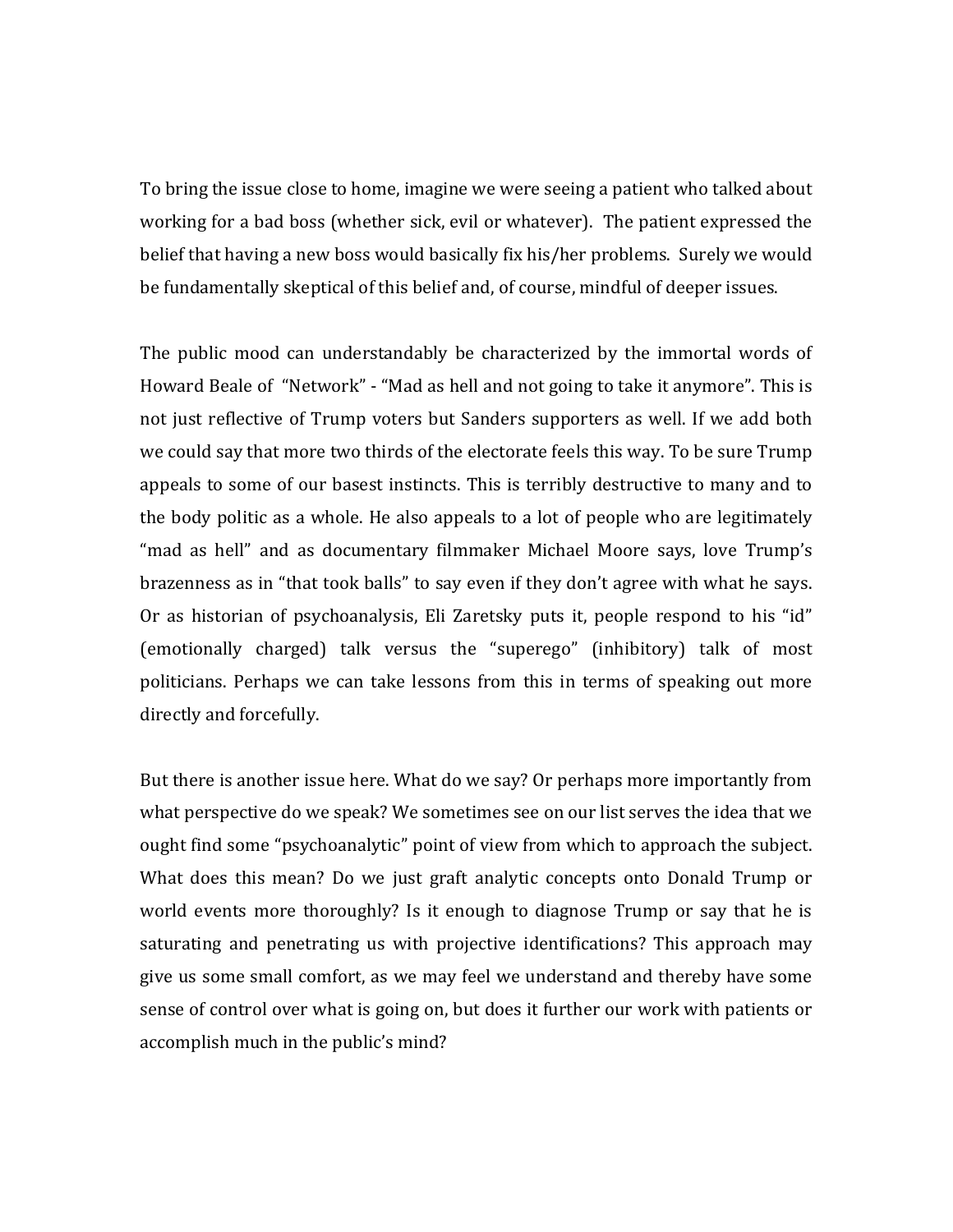To bring the issue close to home, imagine we were seeing a patient who talked about working for a bad boss (whether sick, evil or whatever). The patient expressed the belief that having a new boss would basically fix his/her problems. Surely we would be fundamentally skeptical of this belief and, of course, mindful of deeper issues.

The public mood can understandably be characterized by the immortal words of Howard Beale of "Network" - "Mad as hell and not going to take it anymore". This is not just reflective of Trump voters but Sanders supporters as well. If we add both we could say that more two thirds of the electorate feels this way. To be sure Trump appeals to some of our basest instincts. This is terribly destructive to many and to the body politic as a whole. He also appeals to a lot of people who are legitimately "mad as hell" and as documentary filmmaker Michael Moore says, love Trump's brazenness as in "that took balls" to say even if they don't agree with what he says. Or as historian of psychoanalysis, Eli Zaretsky puts it, people respond to his "id" (emotionally charged) talk versus the "superego" (inhibitory) talk of most politicians. Perhaps we can take lessons from this in terms of speaking out more directly and forcefully.

But there is another issue here. What do we say? Or perhaps more importantly from what perspective do we speak? We sometimes see on our list serves the idea that we ought find some "psychoanalytic" point of view from which to approach the subject. What does this mean? Do we just graft analytic concepts onto Donald Trump or world events more thoroughly? Is it enough to diagnose Trump or say that he is saturating and penetrating us with projective identifications? This approach may give us some small comfort, as we may feel we understand and thereby have some sense of control over what is going on, but does it further our work with patients or accomplish much in the public's mind?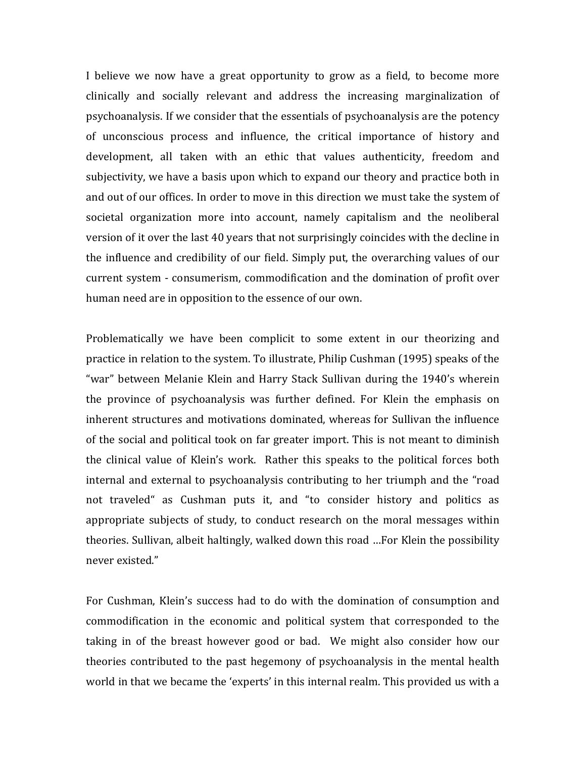I believe we now have a great opportunity to grow as a field, to become more clinically and socially relevant and address the increasing marginalization of psychoanalysis. If we consider that the essentials of psychoanalysis are the potency of unconscious process and influence, the critical importance of history and development, all taken with an ethic that values authenticity, freedom and subjectivity, we have a basis upon which to expand our theory and practice both in and out of our offices. In order to move in this direction we must take the system of societal organization more into account, namely capitalism and the neoliberal version of it over the last 40 years that not surprisingly coincides with the decline in the influence and credibility of our field. Simply put, the overarching values of our current system - consumerism, commodification and the domination of profit over human need are in opposition to the essence of our own.

Problematically we have been complicit to some extent in our theorizing and practice in relation to the system. To illustrate, Philip Cushman (1995) speaks of the "war" between Melanie Klein and Harry Stack Sullivan during the 1940's wherein the province of psychoanalysis was further defined. For Klein the emphasis on inherent structures and motivations dominated, whereas for Sullivan the influence of the social and political took on far greater import. This is not meant to diminish the clinical value of Klein's work. Rather this speaks to the political forces both internal and external to psychoanalysis contributing to her triumph and the "road not traveled" as Cushman puts it, and "to consider history and politics as appropriate subjects of study, to conduct research on the moral messages within theories. Sullivan, albeit haltingly, walked down this road …For Klein the possibility never existed."

For Cushman, Klein's success had to do with the domination of consumption and commodification in the economic and political system that corresponded to the taking in of the breast however good or bad. We might also consider how our theories contributed to the past hegemony of psychoanalysis in the mental health world in that we became the 'experts' in this internal realm. This provided us with a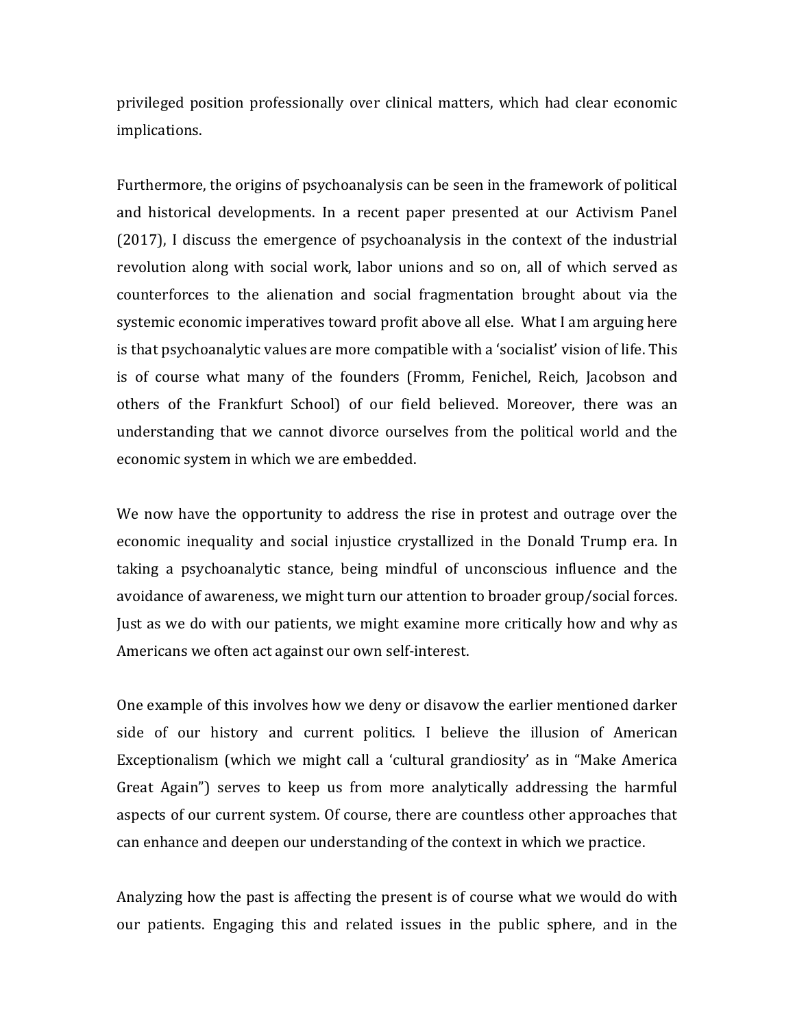privileged position professionally over clinical matters, which had clear economic implications.

Furthermore, the origins of psychoanalysis can be seen in the framework of political and historical developments. In a recent paper presented at our Activism Panel (2017), I discuss the emergence of psychoanalysis in the context of the industrial revolution along with social work, labor unions and so on, all of which served as counterforces to the alienation and social fragmentation brought about via the systemic economic imperatives toward profit above all else. What I am arguing here is that psychoanalytic values are more compatible with a 'socialist' vision of life. This is of course what many of the founders (Fromm, Fenichel, Reich, Jacobson and others of the Frankfurt School) of our field believed. Moreover, there was an understanding that we cannot divorce ourselves from the political world and the economic system in which we are embedded.

We now have the opportunity to address the rise in protest and outrage over the economic inequality and social injustice crystallized in the Donald Trump era. In taking a psychoanalytic stance, being mindful of unconscious influence and the avoidance of awareness, we might turn our attention to broader group/social forces. Just as we do with our patients, we might examine more critically how and why as Americans we often act against our own self-interest.

One example of this involves how we deny or disavow the earlier mentioned darker side of our history and current politics. I believe the illusion of American Exceptionalism (which we might call a 'cultural grandiosity' as in "Make America Great Again") serves to keep us from more analytically addressing the harmful aspects of our current system. Of course, there are countless other approaches that can enhance and deepen our understanding of the context in which we practice.

Analyzing how the past is affecting the present is of course what we would do with our patients. Engaging this and related issues in the public sphere, and in the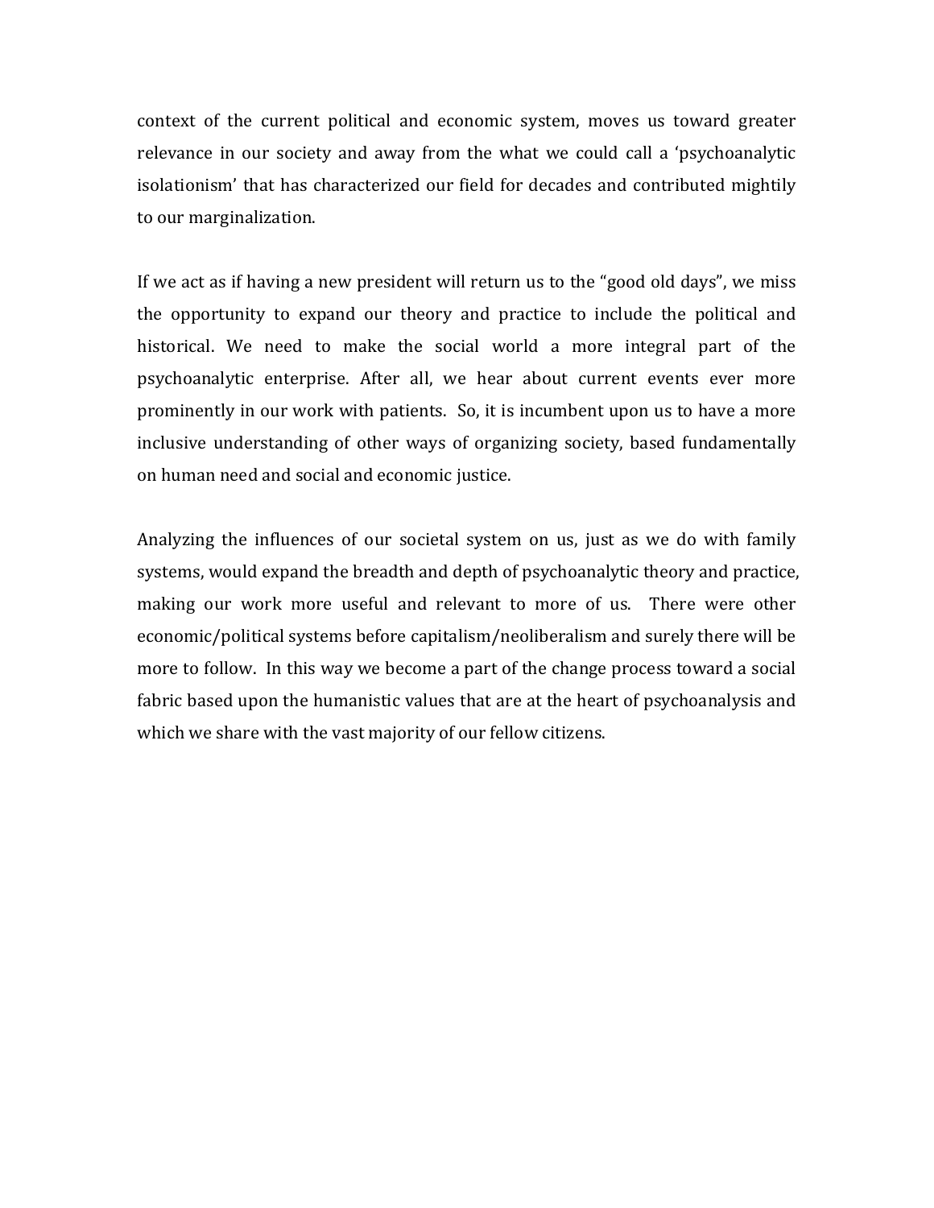context of the current political and economic system, moves us toward greater relevance in our society and away from the what we could call a 'psychoanalytic isolationism' that has characterized our field for decades and contributed mightily to our marginalization.

If we act as if having a new president will return us to the "good old days", we miss the opportunity to expand our theory and practice to include the political and historical. We need to make the social world a more integral part of the psychoanalytic enterprise. After all, we hear about current events ever more prominently in our work with patients. So, it is incumbent upon us to have a more inclusive understanding of other ways of organizing society, based fundamentally on human need and social and economic justice.

Analyzing the influences of our societal system on us, just as we do with family systems, would expand the breadth and depth of psychoanalytic theory and practice, making our work more useful and relevant to more of us. There were other economic/political systems before capitalism/neoliberalism and surely there will be more to follow. In this way we become a part of the change process toward a social fabric based upon the humanistic values that are at the heart of psychoanalysis and which we share with the vast majority of our fellow citizens.